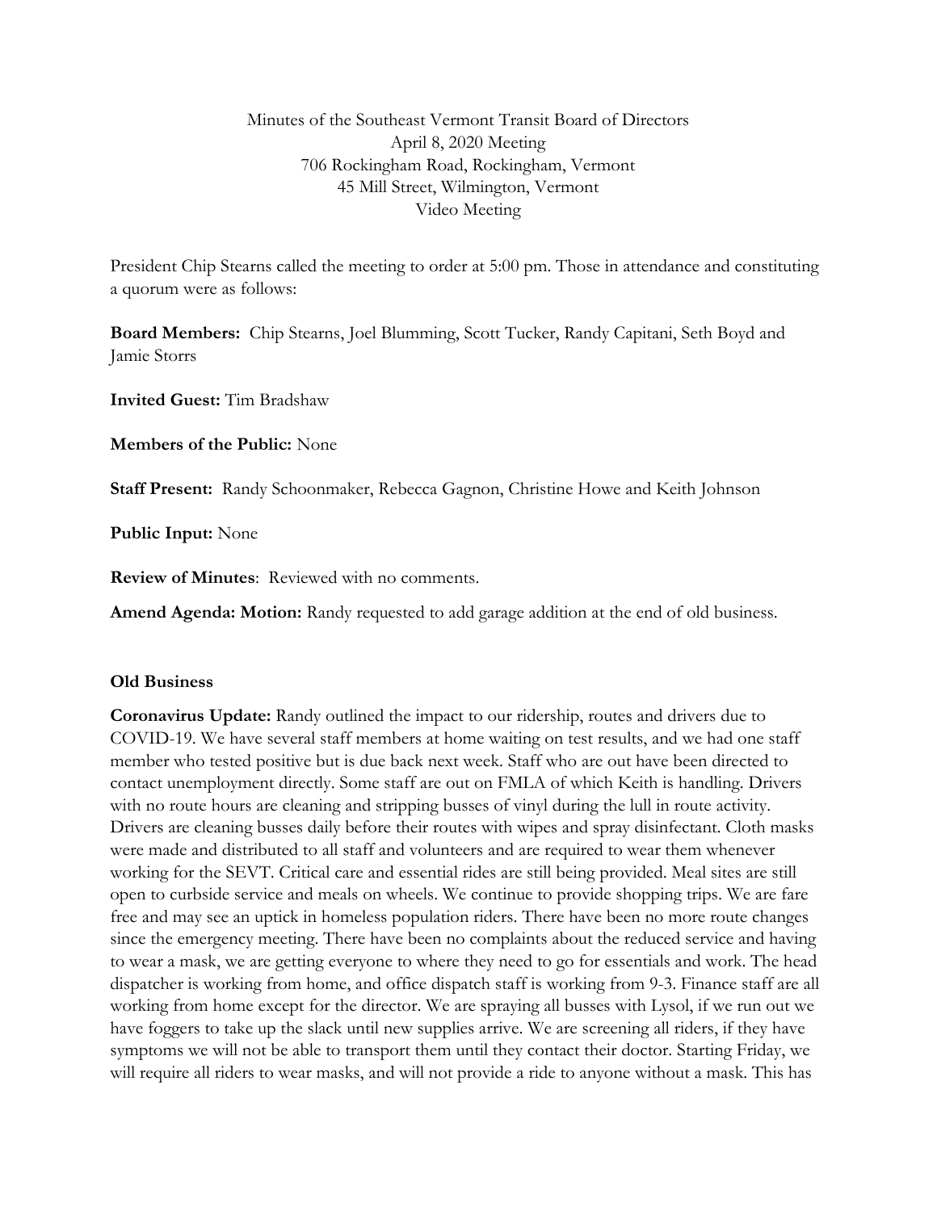Minutes of the Southeast Vermont Transit Board of Directors
April 8, 2020 Meeting
706 Rockingham Road, Rockingham, Vermont
45 Mill Street, Wilmington, Vermont
Video Meeting

President Chip Stearns called the meeting to order at 5:00 pm. Those in attendance and constituting a quorum were as follows:

**Board Members:** Chip Stearns, Joel Blumming, Scott Tucker, Randy Capitani, Seth Boyd and Jamie Storrs

**Invited Guest:** Tim Bradshaw

**Members of the Public:** None

**Staff Present:** Randy Schoonmaker, Rebecca Gagnon, Christine Howe and Keith Johnson

**Public Input:** None

**Review of Minutes**: Reviewed with no comments.

**Amend Agenda: Motion:** Randy requested to add garage addition at the end of old business.

**Old Business**

**Coronavirus Update:** Randy outlined the impact to our ridership, routes and drivers due to COVID-19. We have several staff members at home waiting on test results, and we had one staff member who tested positive but is due back next week. Staff who are out have been directed to contact unemployment directly. Some staff are out on FMLA of which Keith is handling. Drivers with no route hours are cleaning and stripping busses of vinyl during the lull in route activity. Drivers are cleaning busses daily before their routes with wipes and spray disinfectant. Cloth masks were made and distributed to all staff and volunteers and are required to wear them whenever working for the SEVT. Critical care and essential rides are still being provided. Meal sites are still open to curbside service and meals on wheels. We continue to provide shopping trips. We are fare free and may see an uptick in homeless population riders. There have been no more route changes since the emergency meeting. There have been no complaints about the reduced service and having to wear a mask, we are getting everyone to where they need to go for essentials and work. The head dispatcher is working from home, and office dispatch staff is working from 9-3. Finance staff are all working from home except for the director. We are spraying all busses with Lysol, if we run out we have foggers to take up the slack until new supplies arrive. We are screening all riders, if they have symptoms we will not be able to transport them until they contact their doctor. Starting Friday, we will require all riders to wear masks, and will not provide a ride to anyone without a mask. This has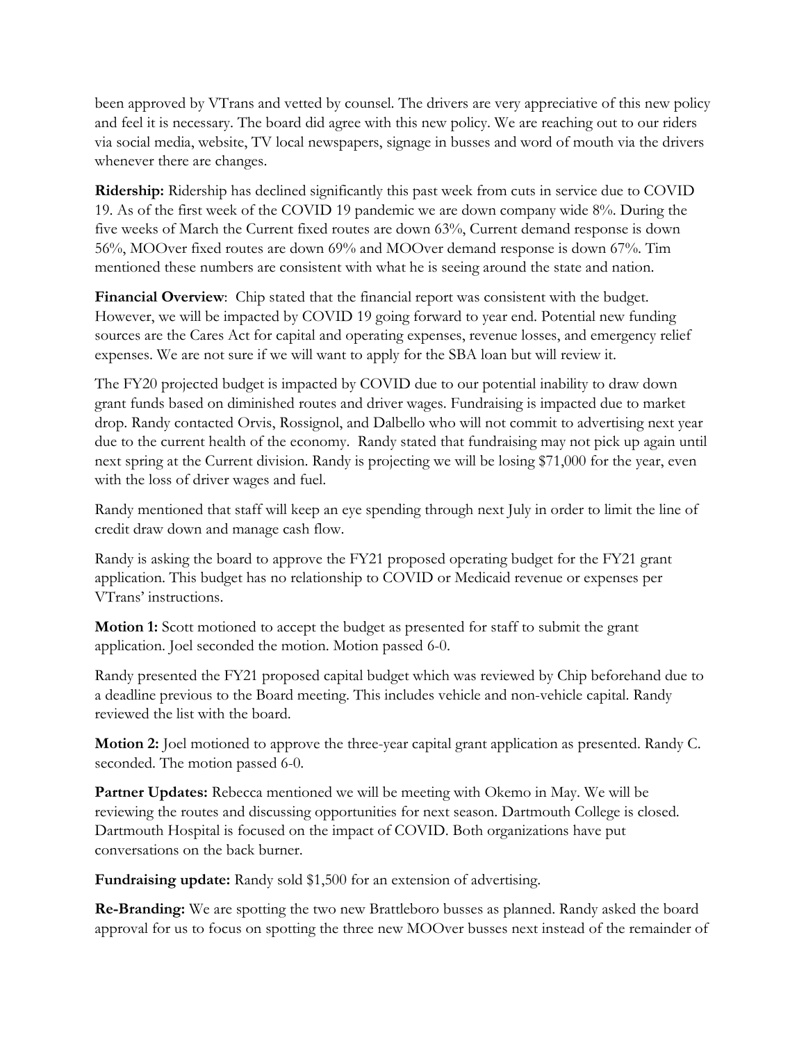been approved by VTrans and vetted by counsel. The drivers are very appreciative of this new policy and feel it is necessary. The board did agree with this new policy. We are reaching out to our riders via social media, website, TV local newspapers, signage in busses and word of mouth via the drivers whenever there are changes.

**Ridership:** Ridership has declined significantly this past week from cuts in service due to COVID 19. As of the first week of the COVID 19 pandemic we are down company wide 8%. During the five weeks of March the Current fixed routes are down 63%, Current demand response is down 56%, MOOver fixed routes are down 69% and MOOver demand response is down 67%. Tim mentioned these numbers are consistent with what he is seeing around the state and nation.

**Financial Overview**: Chip stated that the financial report was consistent with the budget. However, we will be impacted by COVID 19 going forward to year end. Potential new funding sources are the Cares Act for capital and operating expenses, revenue losses, and emergency relief expenses. We are not sure if we will want to apply for the SBA loan but will review it.

The FY20 projected budget is impacted by COVID due to our potential inability to draw down grant funds based on diminished routes and driver wages. Fundraising is impacted due to market drop. Randy contacted Orvis, Rossignol, and Dalbello who will not commit to advertising next year due to the current health of the economy. Randy stated that fundraising may not pick up again until next spring at the Current division. Randy is projecting we will be losing $71,000 for the year, even with the loss of driver wages and fuel.

Randy mentioned that staff will keep an eye spending through next July in order to limit the line of credit draw down and manage cash flow.

Randy is asking the board to approve the FY21 proposed operating budget for the FY21 grant application. This budget has no relationship to COVID or Medicaid revenue or expenses per VTrans' instructions.

**Motion 1:** Scott motioned to accept the budget as presented for staff to submit the grant application. Joel seconded the motion. Motion passed 6-0.

Randy presented the FY21 proposed capital budget which was reviewed by Chip beforehand due to a deadline previous to the Board meeting. This includes vehicle and non-vehicle capital. Randy reviewed the list with the board.

**Motion 2:** Joel motioned to approve the three-year capital grant application as presented. Randy C. seconded. The motion passed 6-0.

**Partner Updates:** Rebecca mentioned we will be meeting with Okemo in May. We will be reviewing the routes and discussing opportunities for next season. Dartmouth College is closed. Dartmouth Hospital is focused on the impact of COVID. Both organizations have put conversations on the back burner.

**Fundraising update:** Randy sold $1,500 for an extension of advertising.

**Re-Branding:** We are spotting the two new Brattleboro busses as planned. Randy asked the board approval for us to focus on spotting the three new MOOver busses next instead of the remainder of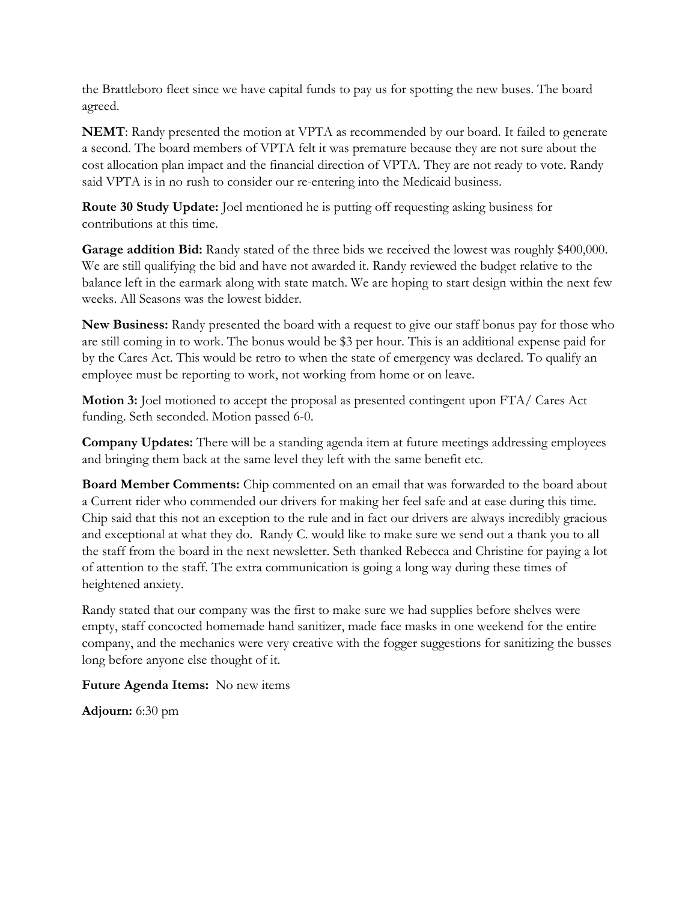the Brattleboro fleet since we have capital funds to pay us for spotting the new buses. The board agreed.

**NEMT**: Randy presented the motion at VPTA as recommended by our board. It failed to generate a second. The board members of VPTA felt it was premature because they are not sure about the cost allocation plan impact and the financial direction of VPTA. They are not ready to vote. Randy said VPTA is in no rush to consider our re-entering into the Medicaid business.

**Route 30 Study Update:** Joel mentioned he is putting off requesting asking business for contributions at this time.

**Garage addition Bid:** Randy stated of the three bids we received the lowest was roughly $400,000. We are still qualifying the bid and have not awarded it. Randy reviewed the budget relative to the balance left in the earmark along with state match. We are hoping to start design within the next few weeks. All Seasons was the lowest bidder.

**New Business:** Randy presented the board with a request to give our staff bonus pay for those who are still coming in to work. The bonus would be $3 per hour. This is an additional expense paid for by the Cares Act. This would be retro to when the state of emergency was declared. To qualify an employee must be reporting to work, not working from home or on leave.

**Motion 3:** Joel motioned to accept the proposal as presented contingent upon FTA/ Cares Act funding. Seth seconded. Motion passed 6-0.

**Company Updates:** There will be a standing agenda item at future meetings addressing employees and bringing them back at the same level they left with the same benefit etc.

**Board Member Comments:** Chip commented on an email that was forwarded to the board about a Current rider who commended our drivers for making her feel safe and at ease during this time. Chip said that this not an exception to the rule and in fact our drivers are always incredibly gracious and exceptional at what they do. Randy C. would like to make sure we send out a thank you to all the staff from the board in the next newsletter. Seth thanked Rebecca and Christine for paying a lot of attention to the staff. The extra communication is going a long way during these times of heightened anxiety.

Randy stated that our company was the first to make sure we had supplies before shelves were empty, staff concocted homemade hand sanitizer, made face masks in one weekend for the entire company, and the mechanics were very creative with the fogger suggestions for sanitizing the busses long before anyone else thought of it.

**Future Agenda Items:** No new items

**Adjourn:** 6:30 pm